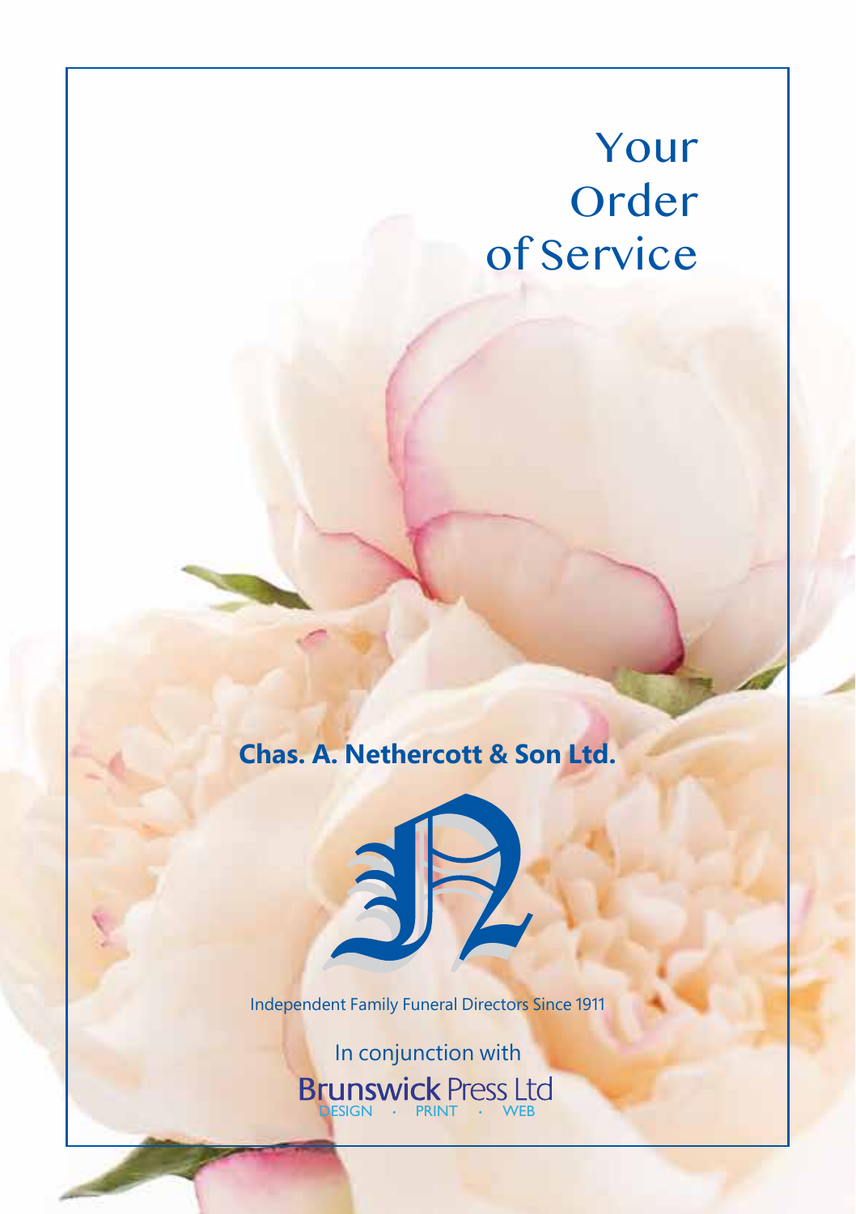# Your Order of Service

**Chas. A. Nethercott & Son Ltd.**

Independent Family Funeral Directors Since 1911

In conjunction with

**Brunswick** Press Ltd

DESIGN · PRINT · WEB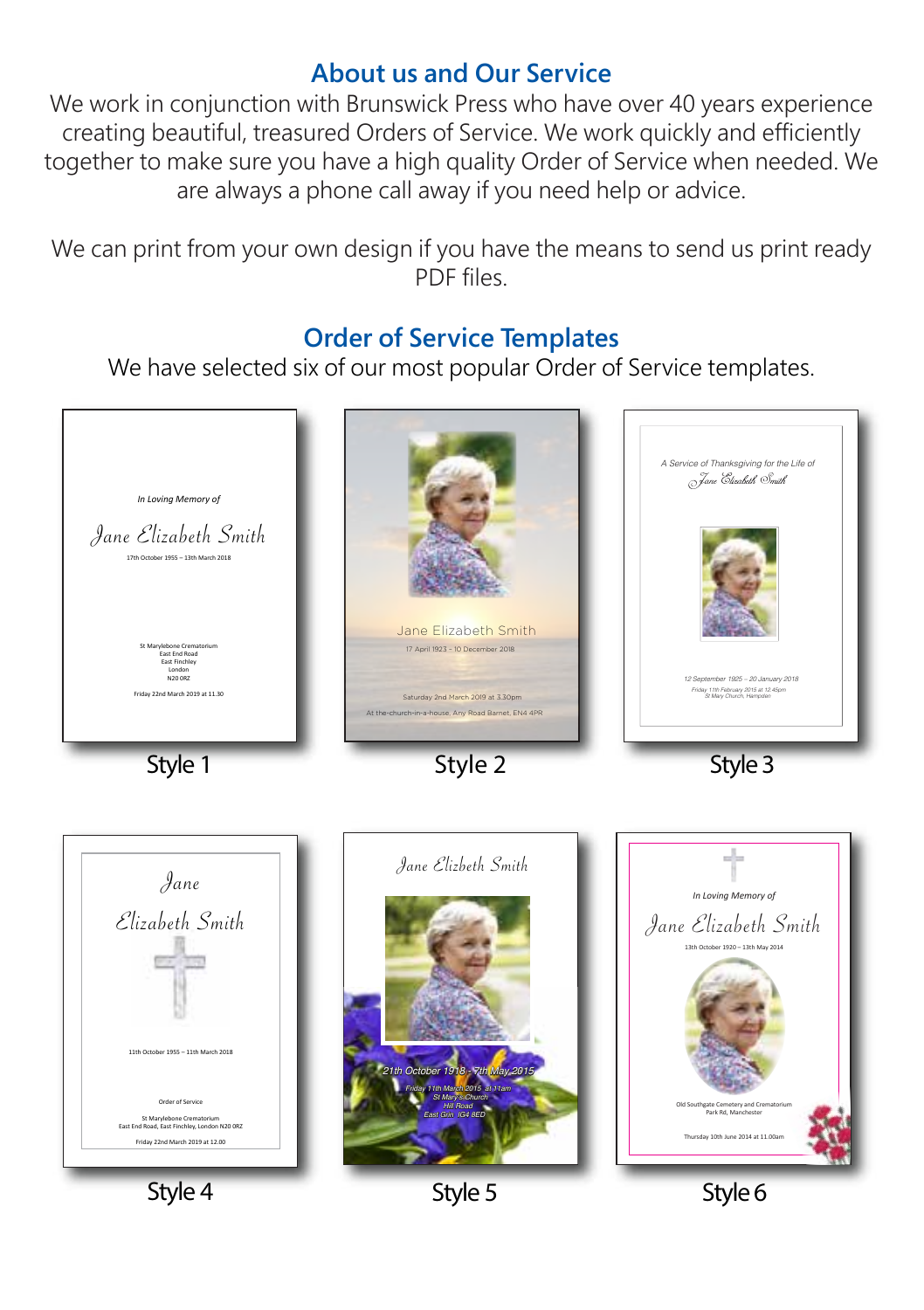## About us and Our Service

We work in conjunction with Brunswick Press who have over 40 years experience creating beautiful, treasured Orders of Service. We work quickly and efficiently together to make sure you have a high quality Order of Service when needed. We are always a phone call away if you need help or advice.

We can print from your own design if you have the means to send us print ready PDF files.

## Order of Service Templates

We have selected six of our most popular Order of Service templates.

*In Loving Memory of*

Jane Elizabeth Smith

17th October 1955 – 13th March 2018

St Marylebone Crematorium
East End Road
East Finchley
London
N20 0RZ

Friday 22nd March 2019 at 11.30

Style 1

Jane Elizabeth Smith

17 April 1923 – 10 December 2018

Saturday 2nd March 2019 at 3.30pm

At the-church-in-a-house, Any Road Barnet, EN4 4PR

Style 2

*A Service of Thanksgiving for the Life of*

*Jane Elizabeth Smith*

*12 September 1925 – 20 January 2018*

*Friday 11th February 2015 at 12.45pm*
*St Mary Church, Hampden*

Style 3

Jane

Elizabeth Smith

11th October 1955 – 11th March 2018

Order of Service

St Marylebone Crematorium
East End Road, East Finchley, London N20 0RZ

Friday 22nd March 2019 at 12.00

Style 4

Jane Elizbeth Smith

*21th October 1918 - 7th May 2015*

*Friday 11th March 2015 at 11am*
*St Mary's Church*
*Hill Road*
*East Grin IG4 8ED*

Style 5

*In Loving Memory of*

Jane Elizabeth Smith

13th October 1920 – 13th May 2014

Old Southgate Cemetery and Crematorium
Park Rd, Manchester

Thursday 10th June 2014 at 11.00am

Style 6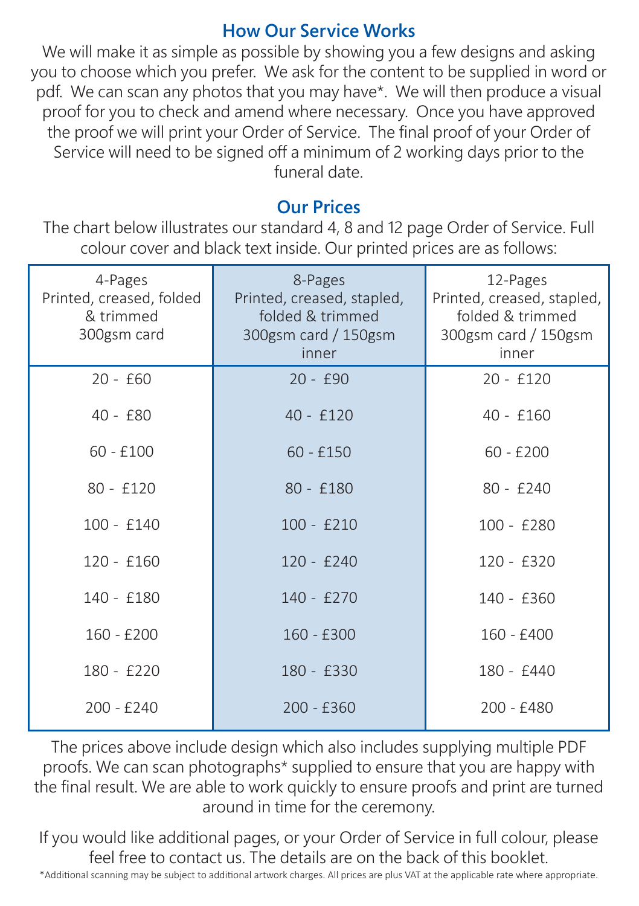## How Our Service Works

We will make it as simple as possible by showing you a few designs and asking you to choose which you prefer. We ask for the content to be supplied in word or pdf. We can scan any photos that you may have*. We will then produce a visual proof for you to check and amend where necessary. Once you have approved the proof we will print your Order of Service. The final proof of your Order of Service will need to be signed off a minimum of 2 working days prior to the funeral date.

## Our Prices

The chart below illustrates our standard 4, 8 and 12 page Order of Service. Full colour cover and black text inside. Our printed prices are as follows:

| 4-Pages<br>Printed, creased, folded & trimmed<br>300gsm card | 8-Pages<br>Printed, creased, stapled, folded & trimmed<br>300gsm card / 150gsm inner | 12-Pages<br>Printed, creased, stapled, folded & trimmed<br>300gsm card / 150gsm inner |
|---|---|---|
| 20 - £60 | 20 - £90 | 20 - £120 |
| 40 - £80 | 40 - £120 | 40 - £160 |
| 60 - £100 | 60 - £150 | 60 - £200 |
| 80 - £120 | 80 - £180 | 80 - £240 |
| 100 - £140 | 100 - £210 | 100 - £280 |
| 120 - £160 | 120 - £240 | 120 - £320 |
| 140 - £180 | 140 - £270 | 140 - £360 |
| 160 - £200 | 160 - £300 | 160 - £400 |
| 180 - £220 | 180 - £330 | 180 - £440 |
| 200 - £240 | 200 - £360 | 200 - £480 |

The prices above include design which also includes supplying multiple PDF proofs. We can scan photographs* supplied to ensure that you are happy with the final result. We are able to work quickly to ensure proofs and print are turned around in time for the ceremony.

If you would like additional pages, or your Order of Service in full colour, please feel free to contact us. The details are on the back of this booklet.

*Additional scanning may be subject to additional artwork charges. All prices are plus VAT at the applicable rate where appropriate.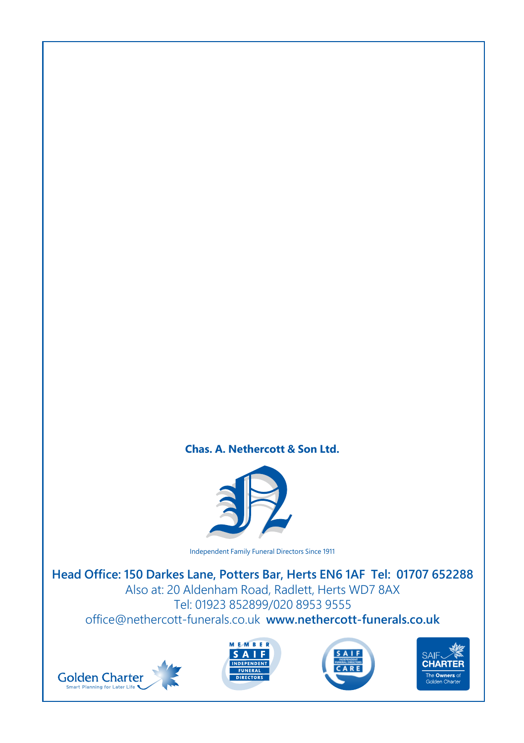**Chas. A. Nethercott & Son Ltd.**

Independent Family Funeral Directors Since 1911

**Head Office: 150 Darkes Lane, Potters Bar, Herts EN6 1AF Tel: 01707 652288**

Also at: 20 Aldenham Road, Radlett, Herts WD7 8AX

Tel: 01923 852899/020 8953 9555

office@nethercott-funerals.co.uk **www.nethercott-funerals.co.uk**

Golden Charter
Smart Planning for Later Life

MEMBER SAIF INDEPENDENT FUNERAL DIRECTORS

SAIF INDEPENDENT FUNERAL DIRECTORS CARE

SAIF CHARTER The Owners of Golden Charter